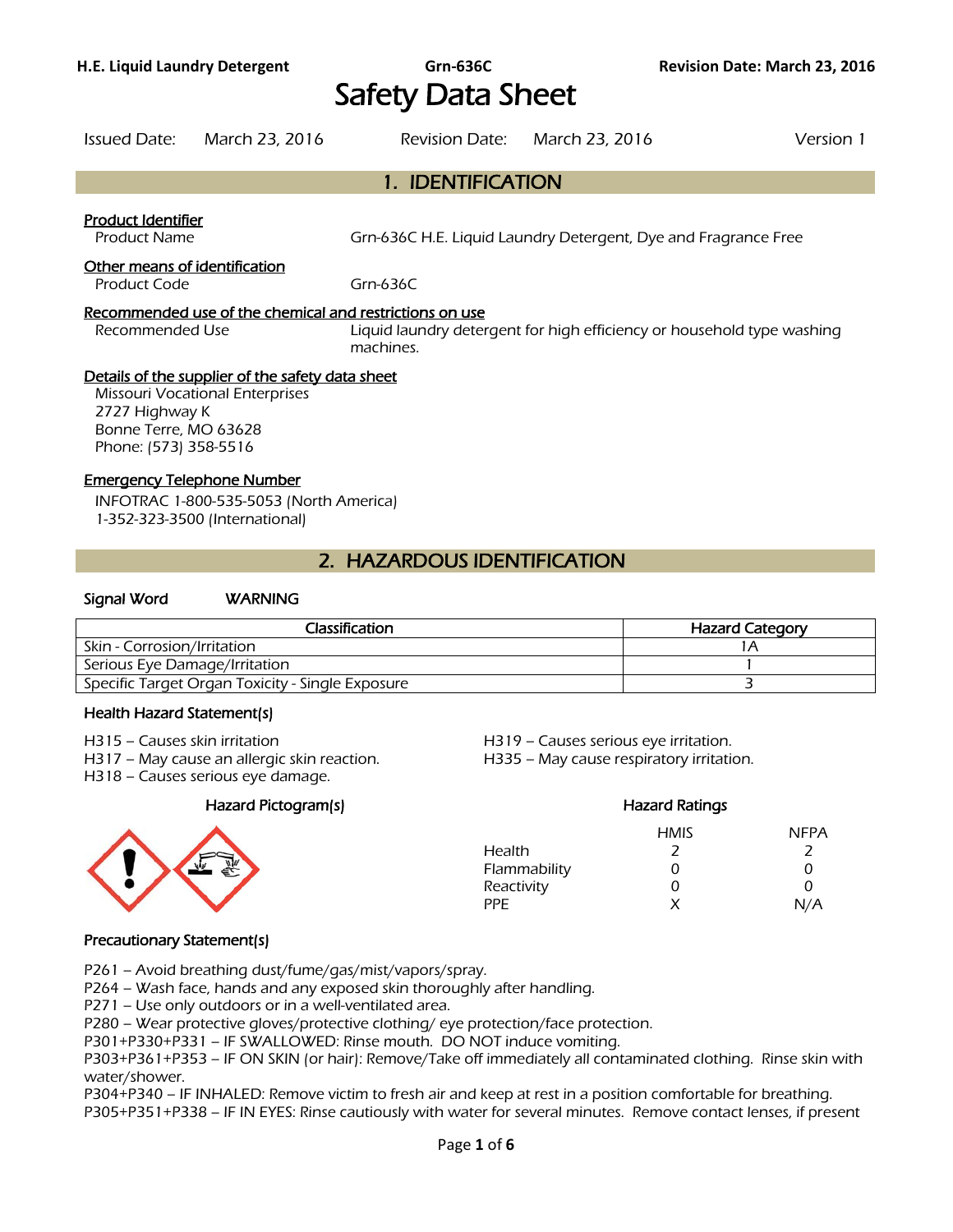# Safety Data Sheet

Issued Date: March 23, 2016 Revision Date: March 23, 2016 Version 1

## 1. IDENTIFICATION

### Product Identifier

Product Name: Grn-636C H.E. Liquid Laundry Detergent, Dye and Fragrance Free

### Other means of identification

Product Code: Grn-636C

### Recommended use of the chemical and restrictions on use

Recommended Use: Liquid laundry detergent for high efficiency or household type washing machines.

### Details of the supplier of the safety data sheet

Missouri Vocational Enterprises
2727 Highway K
Bonne Terre, MO 63628
Phone: (573) 358-5516

### Emergency Telephone Number

INFOTRAC 1-800-535-5053 (North America)
1-352-323-3500 (International)

## 2. HAZARDOUS IDENTIFICATION

**Signal Word** WARNING

| Classification | Hazard Category |
|---|---|
| Skin - Corrosion/Irritation | 1A |
| Serious Eye Damage/Irritation | 1 |
| Specific Target Organ Toxicity - Single Exposure | 3 |

### Health Hazard Statement(s)

H315 – Causes skin irritation
H317 – May cause an allergic skin reaction.
H318 – Causes serious eye damage.
H319 – Causes serious eye irritation.
H335 – May cause respiratory irritation.

### Hazard Pictogram(s)

### Hazard Ratings

| | HMIS | NFPA |
|---|---|---|
| Health | 2 | 2 |
| Flammability | 0 | 0 |
| Reactivity | 0 | 0 |
| PPE | X | N/A |

### Precautionary Statement(s)

P261 – Avoid breathing dust/fume/gas/mist/vapors/spray.
P264 – Wash face, hands and any exposed skin thoroughly after handling.
P271 – Use only outdoors or in a well-ventilated area.
P280 – Wear protective gloves/protective clothing/ eye protection/face protection.
P301+P330+P331 – IF SWALLOWED: Rinse mouth. DO NOT induce vomiting.
P303+P361+P353 – IF ON SKIN (or hair): Remove/Take off immediately all contaminated clothing. Rinse skin with water/shower.
P304+P340 – IF INHALED: Remove victim to fresh air and keep at rest in a position comfortable for breathing.
P305+P351+P338 – IF IN EYES: Rinse cautiously with water for several minutes. Remove contact lenses, if present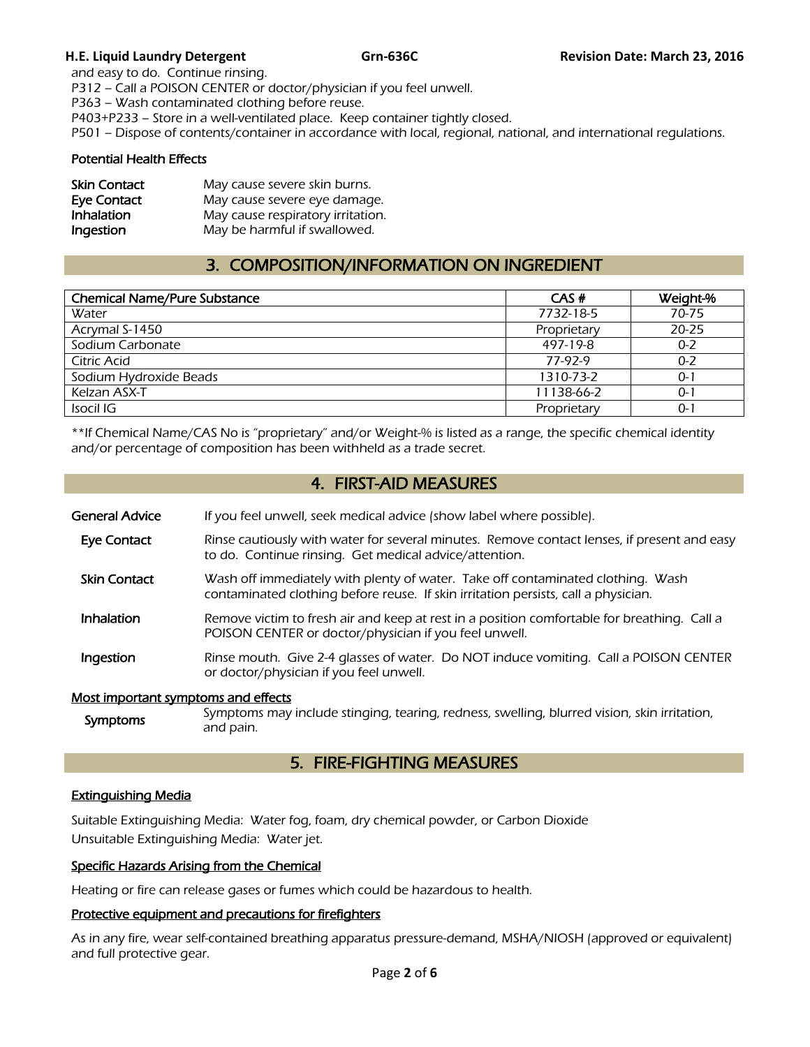and easy to do. Continue rinsing.
P312 – Call a POISON CENTER or doctor/physician if you feel unwell.
P363 – Wash contaminated clothing before reuse.
P403+P233 – Store in a well-ventilated place. Keep container tightly closed.
P501 – Dispose of contents/container in accordance with local, regional, national, and international regulations.

### Potential Health Effects

| | |
|---|---|
| **Skin Contact** | May cause severe skin burns. |
| **Eye Contact** | May cause severe eye damage. |
| **Inhalation** | May cause respiratory irritation. |
| **Ingestion** | May be harmful if swallowed. |

## 3. COMPOSITION/INFORMATION ON INGREDIENT

| Chemical Name/Pure Substance | CAS # | Weight-% |
|---|---|---|
| Water | 7732-18-5 | 70-75 |
| Acrymal S-1450 | Proprietary | 20-25 |
| Sodium Carbonate | 497-19-8 | 0-2 |
| Citric Acid | 77-92-9 | 0-2 |
| Sodium Hydroxide Beads | 1310-73-2 | 0-1 |
| Kelzan ASX-T | 11138-66-2 | 0-1 |
| Isocil IG | Proprietary | 0-1 |

**If Chemical Name/CAS No is "proprietary" and/or Weight-% is listed as a range, the specific chemical identity and/or percentage of composition has been withheld as a trade secret.

## 4. FIRST-AID MEASURES

| | |
|---|---|
| **General Advice** | If you feel unwell, seek medical advice (show label where possible). |
| **Eye Contact** | Rinse cautiously with water for several minutes. Remove contact lenses, if present and easy to do. Continue rinsing. Get medical advice/attention. |
| **Skin Contact** | Wash off immediately with plenty of water. Take off contaminated clothing. Wash contaminated clothing before reuse. If skin irritation persists, call a physician. |
| **Inhalation** | Remove victim to fresh air and keep at rest in a position comfortable for breathing. Call a POISON CENTER or doctor/physician if you feel unwell. |
| **Ingestion** | Rinse mouth. Give 2-4 glasses of water. Do NOT induce vomiting. Call a POISON CENTER or doctor/physician if you feel unwell. |

### Most important symptoms and effects

| | |
|---|---|
| **Symptoms** | Symptoms may include stinging, tearing, redness, swelling, blurred vision, skin irritation, and pain. |

## 5. FIRE-FIGHTING MEASURES

### Extinguishing Media

Suitable Extinguishing Media: Water fog, foam, dry chemical powder, or Carbon Dioxide
Unsuitable Extinguishing Media: Water jet.

### Specific Hazards Arising from the Chemical

Heating or fire can release gases or fumes which could be hazardous to health.

### Protective equipment and precautions for firefighters

As in any fire, wear self-contained breathing apparatus pressure-demand, MSHA/NIOSH (approved or equivalent) and full protective gear.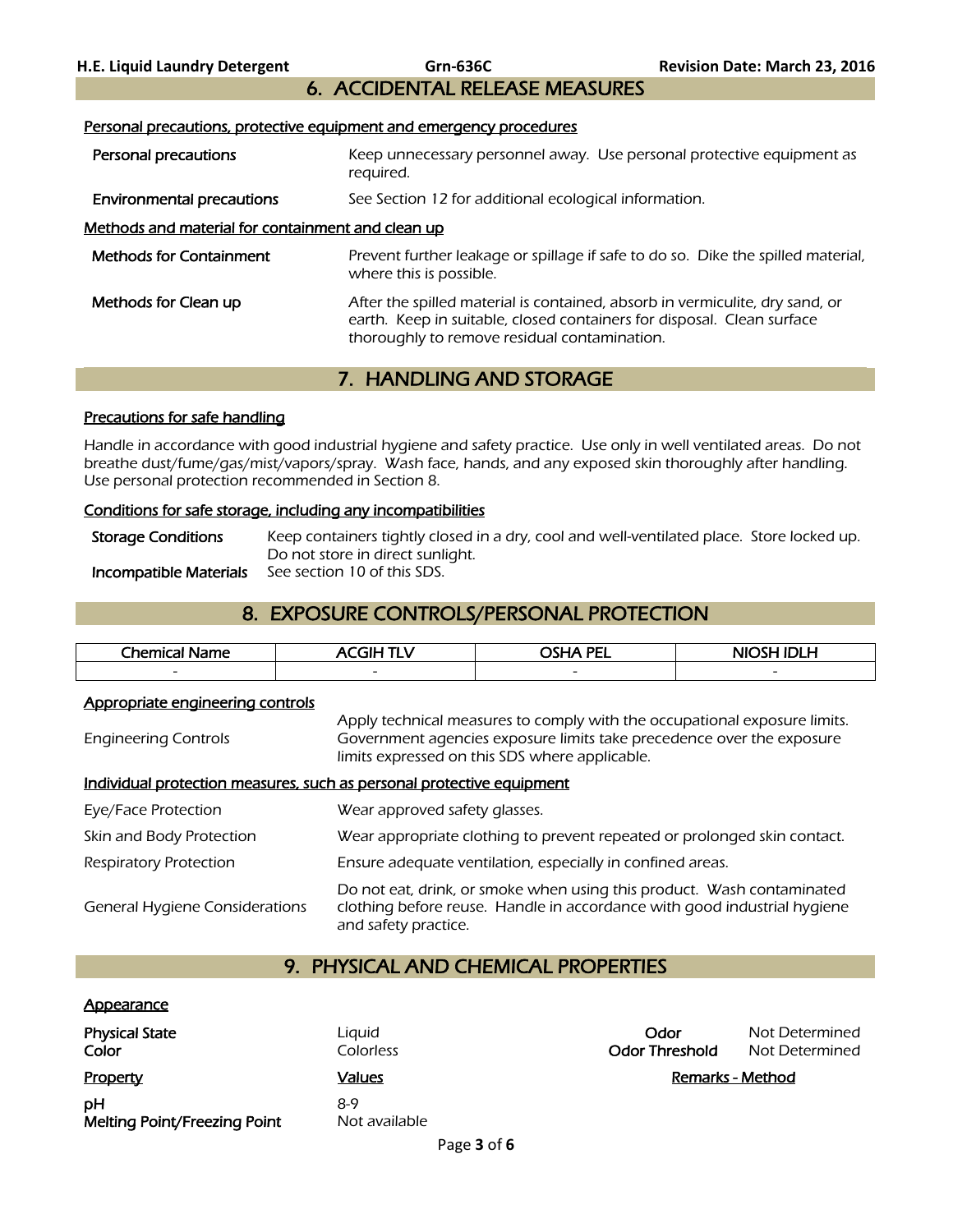## 6. ACCIDENTAL RELEASE MEASURES

### Personal precautions, protective equipment and emergency procedures

**Personal precautions** — Keep unnecessary personnel away. Use personal protective equipment as required.

**Environmental precautions** — See Section 12 for additional ecological information.

### Methods and material for containment and clean up

**Methods for Containment** — Prevent further leakage or spillage if safe to do so. Dike the spilled material, where this is possible.

**Methods for Clean up** — After the spilled material is contained, absorb in vermiculite, dry sand, or earth. Keep in suitable, closed containers for disposal. Clean surface thoroughly to remove residual contamination.

## 7. HANDLING AND STORAGE

### Precautions for safe handling

Handle in accordance with good industrial hygiene and safety practice. Use only in well ventilated areas. Do not breathe dust/fume/gas/mist/vapors/spray. Wash face, hands, and any exposed skin thoroughly after handling. Use personal protection recommended in Section 8.

### Conditions for safe storage, including any incompatibilities

**Storage Conditions** — Keep containers tightly closed in a dry, cool and well-ventilated place. Store locked up. Do not store in direct sunlight.

**Incompatible Materials** — See section 10 of this SDS.

## 8. EXPOSURE CONTROLS/PERSONAL PROTECTION

| Chemical Name | ACGIH TLV | OSHA PEL | NIOSH IDLH |
|---|---|---|---|
| - | - | - | - |

### Appropriate engineering controls

Engineering Controls — Apply technical measures to comply with the occupational exposure limits. Government agencies exposure limits take precedence over the exposure limits expressed on this SDS where applicable.

### Individual protection measures, such as personal protective equipment

Eye/Face Protection — Wear approved safety glasses.

Skin and Body Protection — Wear appropriate clothing to prevent repeated or prolonged skin contact.

Respiratory Protection — Ensure adequate ventilation, especially in confined areas.

General Hygiene Considerations — Do not eat, drink, or smoke when using this product. Wash contaminated clothing before reuse. Handle in accordance with good industrial hygiene and safety practice.

## 9. PHYSICAL AND CHEMICAL PROPERTIES

### Appearance

| | | | |
|---|---|---|---|
| **Physical State** | Liquid | **Odor** | Not Determined |
| **Color** | Colorless | **Odor Threshold** | Not Determined |

| Property | Values | Remarks - Method |
|---|---|---|
| **pH** | 8-9 | |
| **Melting Point/Freezing Point** | Not available | |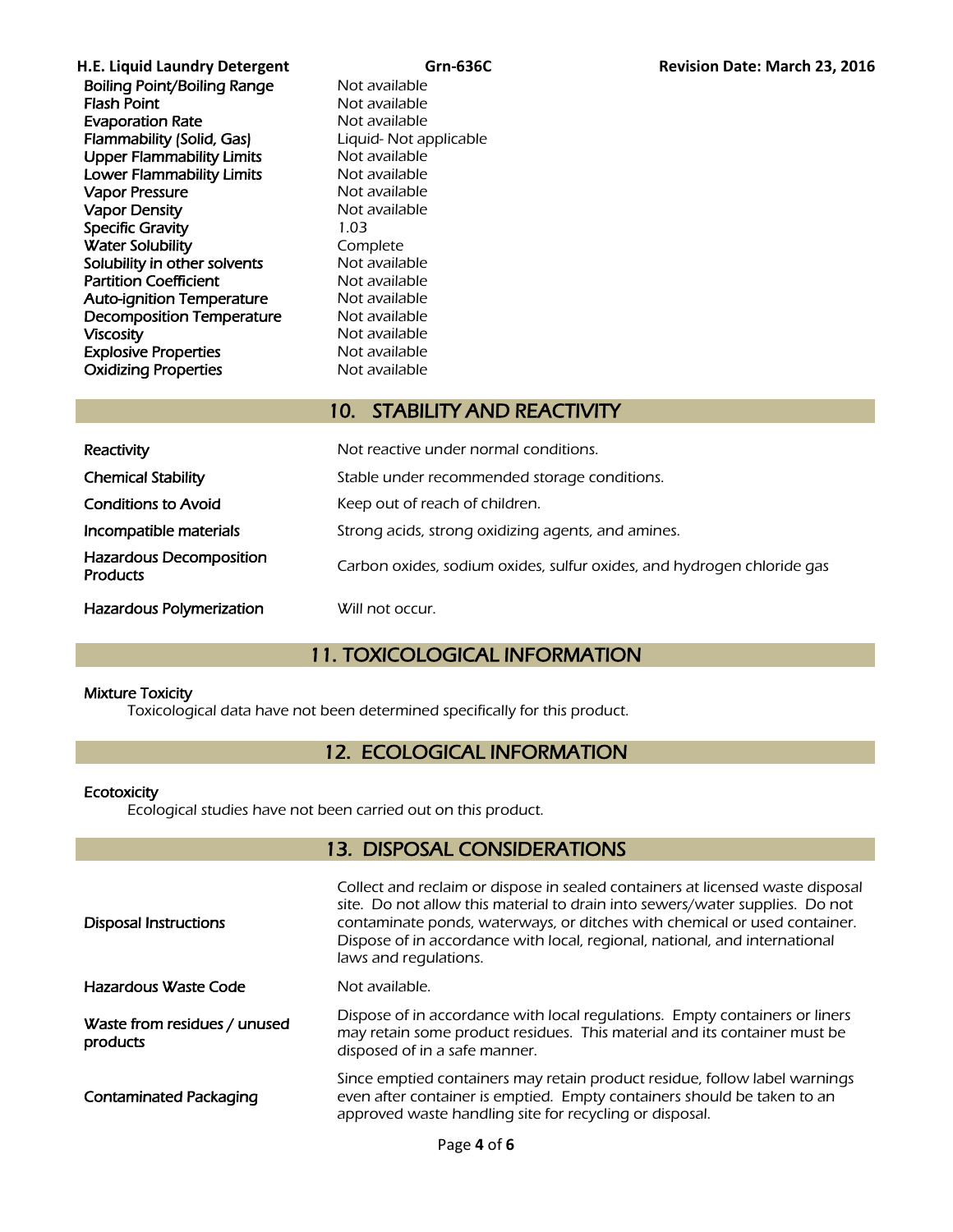| Property | Value |
|---|---|
| Boiling Point/Boiling Range | Not available |
| Flash Point | Not available |
| Evaporation Rate | Not available |
| Flammability (Solid, Gas) | Liquid- Not applicable |
| Upper Flammability Limits | Not available |
| Lower Flammability Limits | Not available |
| Vapor Pressure | Not available |
| Vapor Density | Not available |
| Specific Gravity | 1.03 |
| Water Solubility | Complete |
| Solubility in other solvents | Not available |
| Partition Coefficient | Not available |
| Auto-ignition Temperature | Not available |
| Decomposition Temperature | Not available |
| Viscosity | Not available |
| Explosive Properties | Not available |
| Oxidizing Properties | Not available |

## 10. STABILITY AND REACTIVITY

| | |
|---|---|
| Reactivity | Not reactive under normal conditions. |
| Chemical Stability | Stable under recommended storage conditions. |
| Conditions to Avoid | Keep out of reach of children. |
| Incompatible materials | Strong acids, strong oxidizing agents, and amines. |
| Hazardous Decomposition Products | Carbon oxides, sodium oxides, sulfur oxides, and hydrogen chloride gas |
| Hazardous Polymerization | Will not occur. |

## 11. TOXICOLOGICAL INFORMATION

**Mixture Toxicity**

*Toxicological data have not been determined specifically for this product.*

## 12. ECOLOGICAL INFORMATION

**Ecotoxicity**

*Ecological studies have not been carried out on this product.*

## 13. DISPOSAL CONSIDERATIONS

| | |
|---|---|
| Disposal Instructions | Collect and reclaim or dispose in sealed containers at licensed waste disposal site. Do not allow this material to drain into sewers/water supplies. Do not contaminate ponds, waterways, or ditches with chemical or used container. Dispose of in accordance with local, regional, national, and international laws and regulations. |
| Hazardous Waste Code | Not available. |
| Waste from residues / unused products | Dispose of in accordance with local regulations. Empty containers or liners may retain some product residues. This material and its container must be disposed of in a safe manner. |
| Contaminated Packaging | Since emptied containers may retain product residue, follow label warnings even after container is emptied. Empty containers should be taken to an approved waste handling site for recycling or disposal. |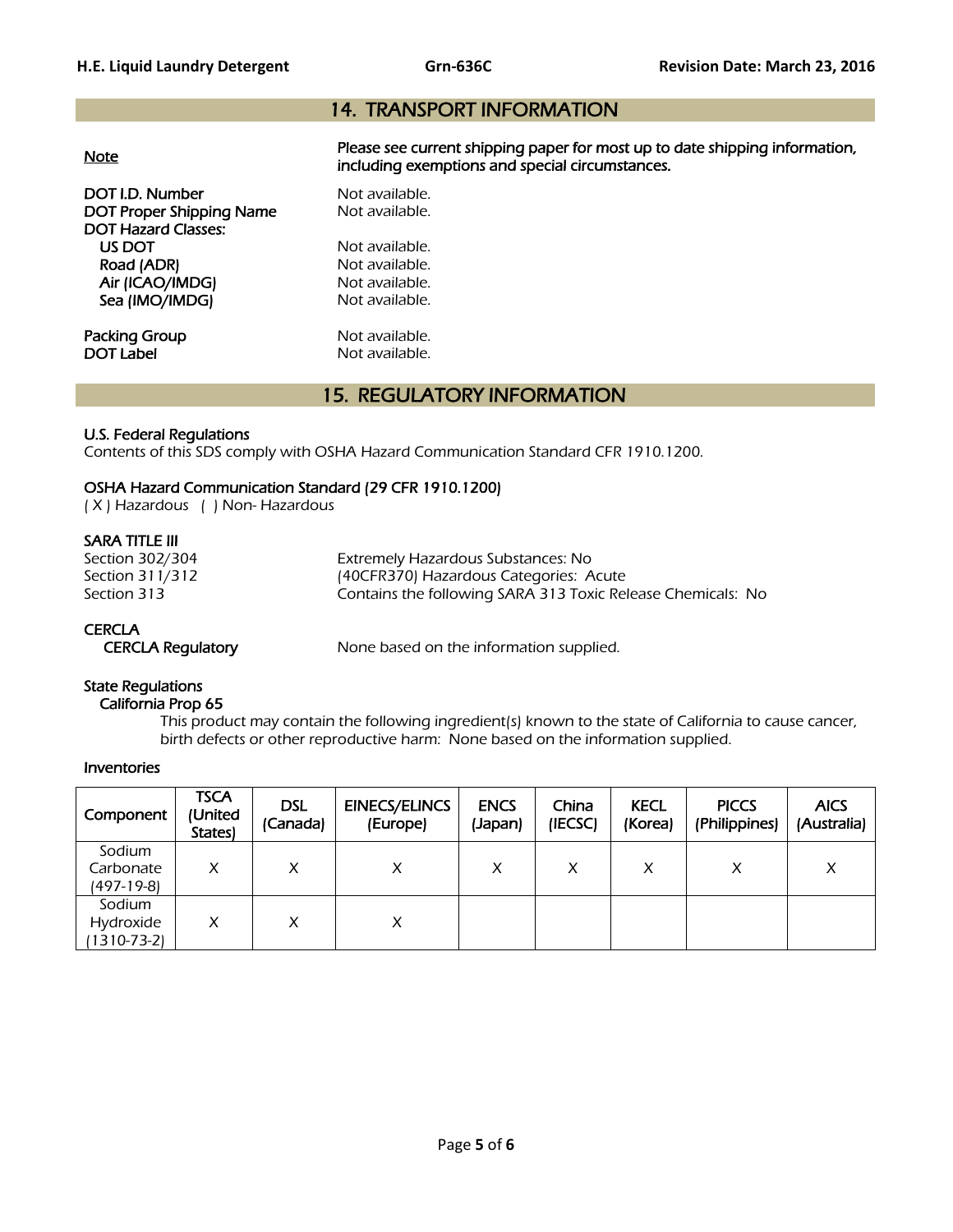## 14. TRANSPORT INFORMATION

**Note** Please see current shipping paper for most up to date shipping information, including exemptions and special circumstances.

| | |
|---|---|
| DOT I.D. Number | Not available. |
| DOT Proper Shipping Name | Not available. |
| DOT Hazard Classes: | |
| US DOT | Not available. |
| Road (ADR) | Not available. |
| Air (ICAO/IMDG) | Not available. |
| Sea (IMO/IMDG) | Not available. |
| Packing Group | Not available. |
| DOT Label | Not available. |

## 15. REGULATORY INFORMATION

### U.S. Federal Regulations

*Contents of this SDS comply with OSHA Hazard Communication Standard CFR 1910.1200.*

### OSHA Hazard Communication Standard (29 CFR 1910.1200)

( X ) Hazardous ( ) Non- Hazardous

### SARA TITLE III

| | |
|---|---|
| Section 302/304 | Extremely Hazardous Substances: No |
| Section 311/312 | (40CFR370) Hazardous Categories: Acute |
| Section 313 | Contains the following SARA 313 Toxic Release Chemicals: No |

### CERCLA

CERCLA Regulatory: None based on the information supplied.

### State Regulations

**California Prop 65**

This product may contain the following ingredient(s) known to the state of California to cause cancer, birth defects or other reproductive harm: None based on the information supplied.

### Inventories

| Component | TSCA (United States) | DSL (Canada) | EINECS/ELINCS (Europe) | ENCS (Japan) | China (IECSC) | KECL (Korea) | PICCS (Philippines) | AICS (Australia) |
|---|---|---|---|---|---|---|---|---|
| Sodium Carbonate (497-19-8) | X | X | X | X | X | X | X | X |
| Sodium Hydroxide (1310-73-2) | X | X | X | | | | | |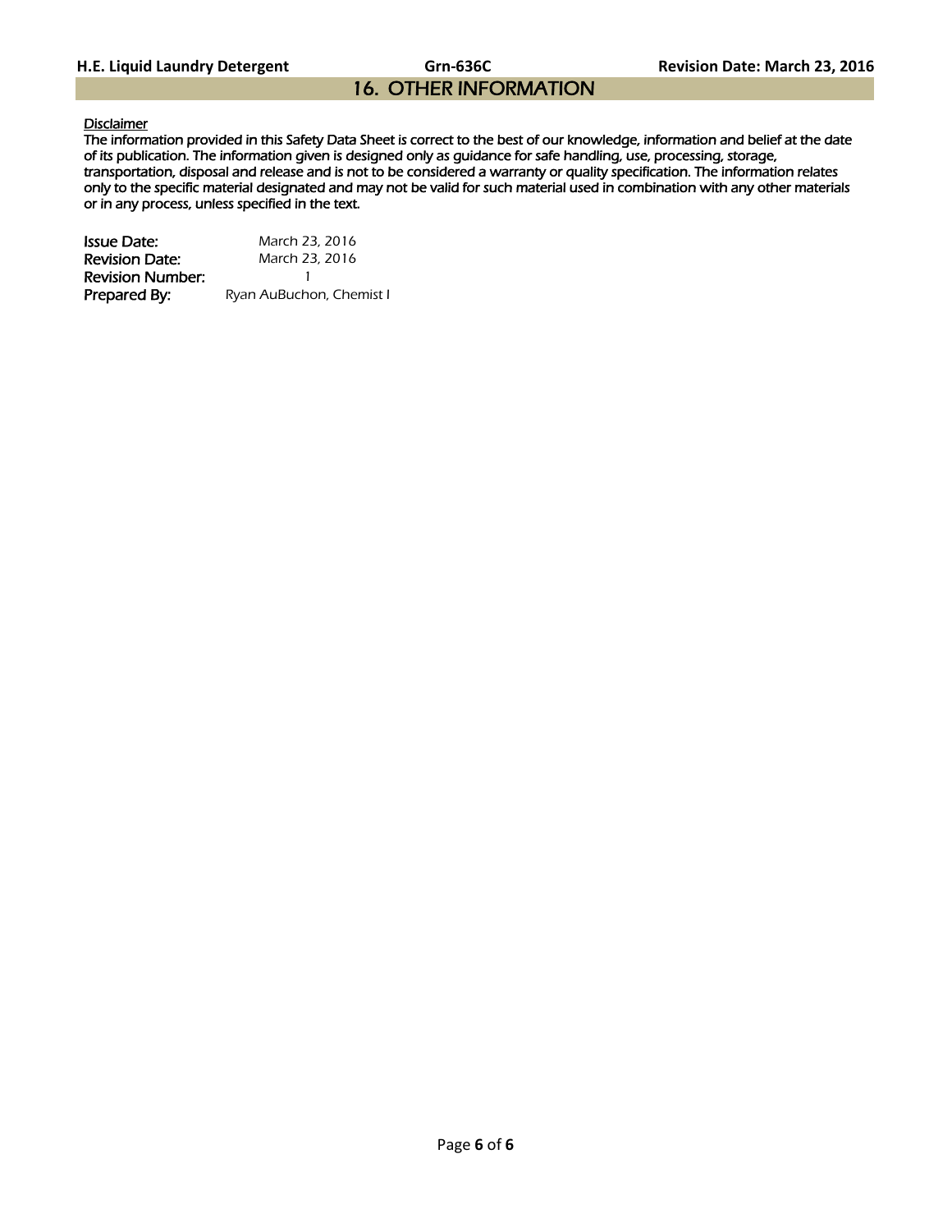## 16. OTHER INFORMATION

Disclaimer

The information provided in this Safety Data Sheet is correct to the best of our knowledge, information and belief at the date of its publication. The information given is designed only as guidance for safe handling, use, processing, storage, transportation, disposal and release and is not to be considered a warranty or quality specification. The information relates only to the specific material designated and may not be valid for such material used in combination with any other materials or in any process, unless specified in the text.

**Issue Date:** March 23, 2016
**Revision Date:** March 23, 2016
**Revision Number:** 1
**Prepared By:** Ryan AuBuchon, Chemist I